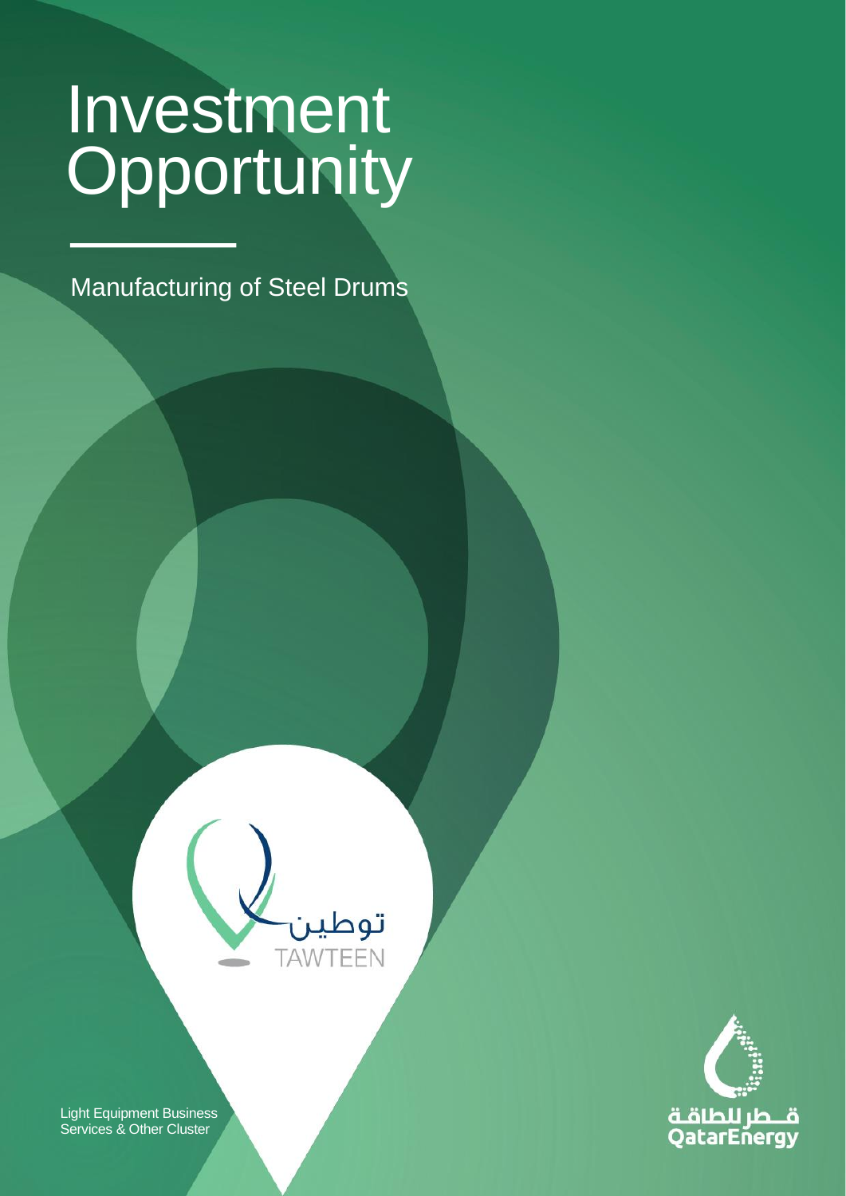# Investment Opportunity

Manufacturing of Steel Drums

توطين
TAWTEEN

Light Equipment Business Services & Other Cluster

قطر للطاقة
QatarEnergy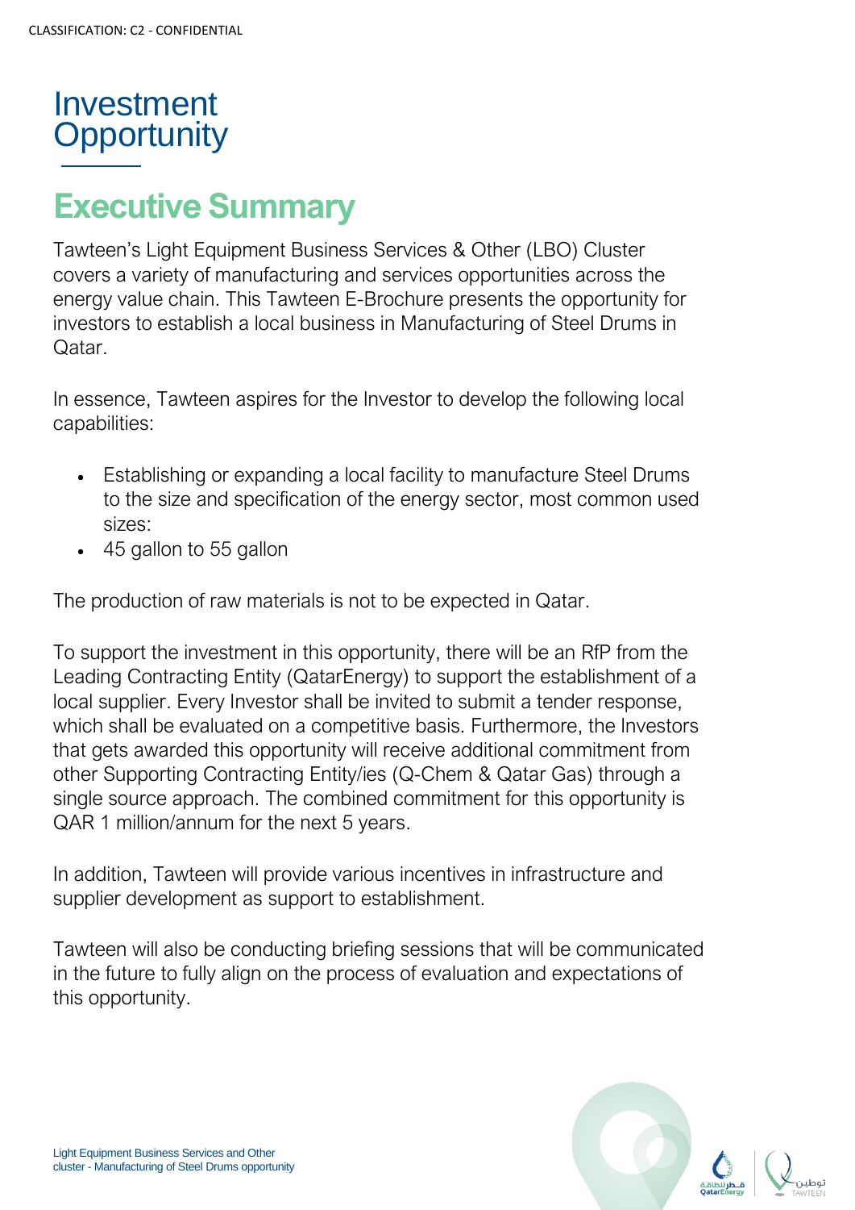# Investment Opportunity

## Executive Summary

Tawteen's Light Equipment Business Services & Other (LBO) Cluster covers a variety of manufacturing and services opportunities across the energy value chain. This Tawteen E-Brochure presents the opportunity for investors to establish a local business in Manufacturing of Steel Drums in Qatar.

In essence, Tawteen aspires for the Investor to develop the following local capabilities:

- Establishing or expanding a local facility to manufacture Steel Drums to the size and specification of the energy sector, most common used sizes:
- 45 gallon to 55 gallon

The production of raw materials is not to be expected in Qatar.

To support the investment in this opportunity, there will be an RfP from the Leading Contracting Entity (QatarEnergy) to support the establishment of a local supplier. Every Investor shall be invited to submit a tender response, which shall be evaluated on a competitive basis. Furthermore, the Investors that gets awarded this opportunity will receive additional commitment from other Supporting Contracting Entity/ies (Q-Chem & Qatar Gas) through a single source approach. The combined commitment for this opportunity is QAR 1 million/annum for the next 5 years.

In addition, Tawteen will provide various incentives in infrastructure and supplier development as support to establishment.

Tawteen will also be conducting briefing sessions that will be communicated in the future to fully align on the process of evaluation and expectations of this opportunity.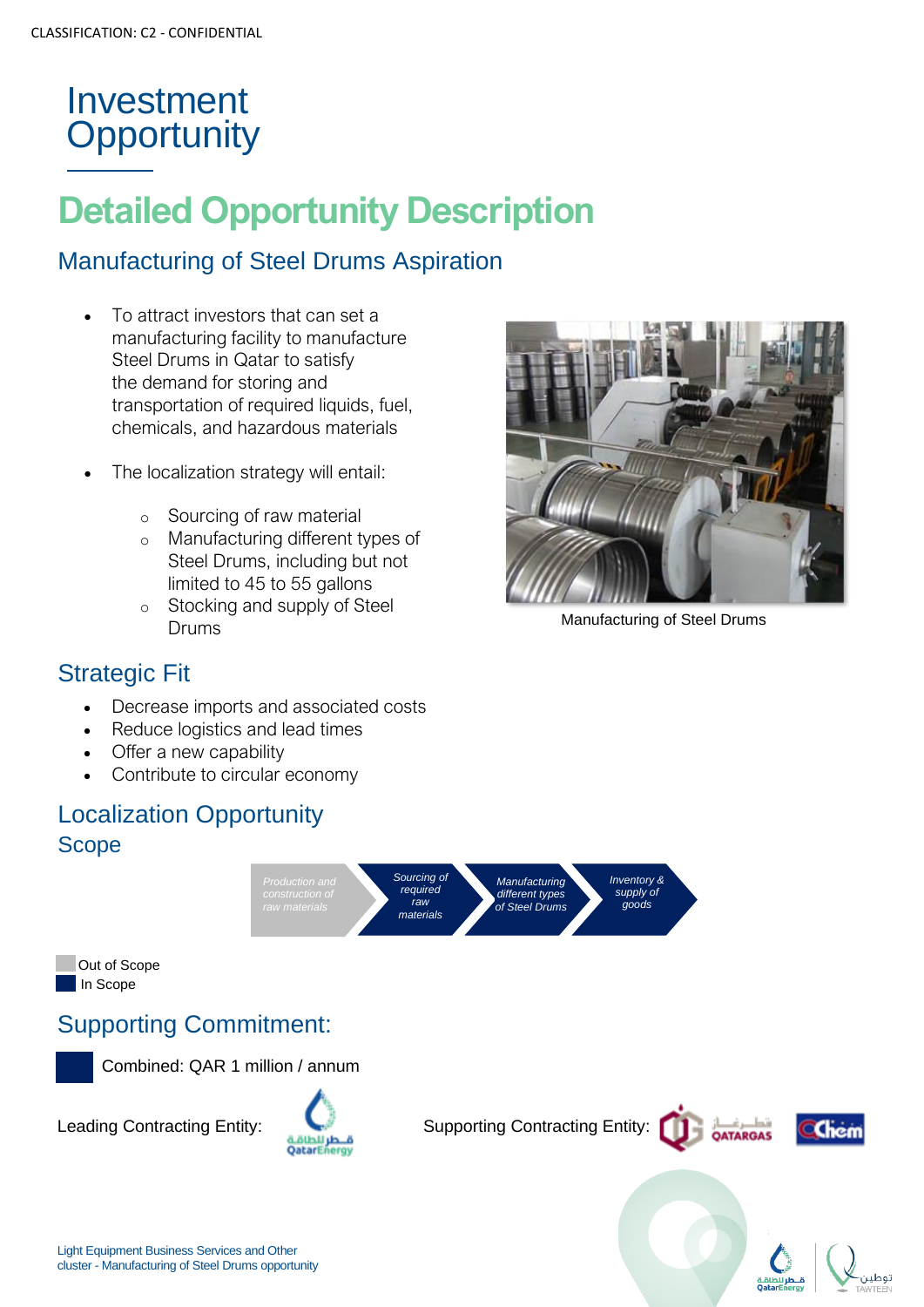CLASSIFICATION: C2 - CONFIDENTIAL

# Investment Opportunity

## Detailed Opportunity Description

### Manufacturing of Steel Drums Aspiration

- To attract investors that can set a manufacturing facility to manufacture Steel Drums in Qatar to satisfy the demand for storing and transportation of required liquids, fuel, chemicals, and hazardous materials
- The localization strategy will entail:
  - Sourcing of raw material
  - Manufacturing different types of Steel Drums, including but not limited to 45 to 55 gallons
  - Stocking and supply of Steel Drums

Manufacturing of Steel Drums

### Strategic Fit

- Decrease imports and associated costs
- Reduce logistics and lead times
- Offer a new capability
- Contribute to circular economy

### Localization Opportunity

### Scope

Production and construction of raw materials → *Sourcing of required raw materials* → *Manufacturing different types of Steel Drums* → *Inventory & supply of goods*

Out of Scope
In Scope

### Supporting Commitment:

Combined: QAR 1 million / annum

Leading Contracting Entity: QatarEnergy

Supporting Contracting Entity: QATARGAS, QChem

Light Equipment Business Services and Other cluster - Manufacturing of Steel Drums opportunity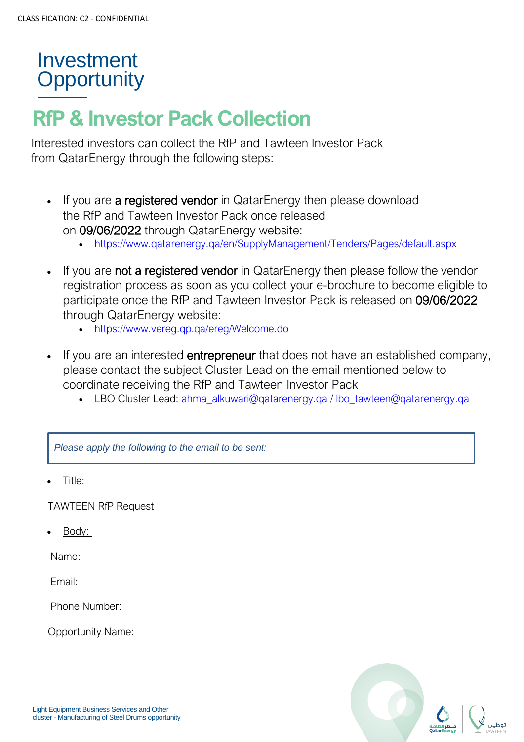# Investment Opportunity

## RfP & Investor Pack Collection

Interested investors can collect the RfP and Tawteen Investor Pack from QatarEnergy through the following steps:

- If you are **a registered vendor** in QatarEnergy then please download the RfP and Tawteen Investor Pack once released on **09/06/2022** through QatarEnergy website:
  - https://www.qatarenergy.qa/en/SupplyManagement/Tenders/Pages/default.aspx
- If you are **not a registered vendor** in QatarEnergy then please follow the vendor registration process as soon as you collect your e-brochure to become eligible to participate once the RfP and Tawteen Investor Pack is released on **09/06/2022** through QatarEnergy website:
  - https://www.vereg.qp.qa/ereg/Welcome.do
- If you are an interested **entrepreneur** that does not have an established company, please contact the subject Cluster Lead on the email mentioned below to coordinate receiving the RfP and Tawteen Investor Pack
  - LBO Cluster Lead: ahma_alkuwari@qatarenergy.qa / lbo_tawteen@qatarenergy.qa

*Please apply the following to the email to be sent:*

- Title:

TAWTEEN RfP Request

- Body:

Name:

Email:

Phone Number:

Opportunity Name:

Light Equipment Business Services and Other cluster - Manufacturing of Steel Drums opportunity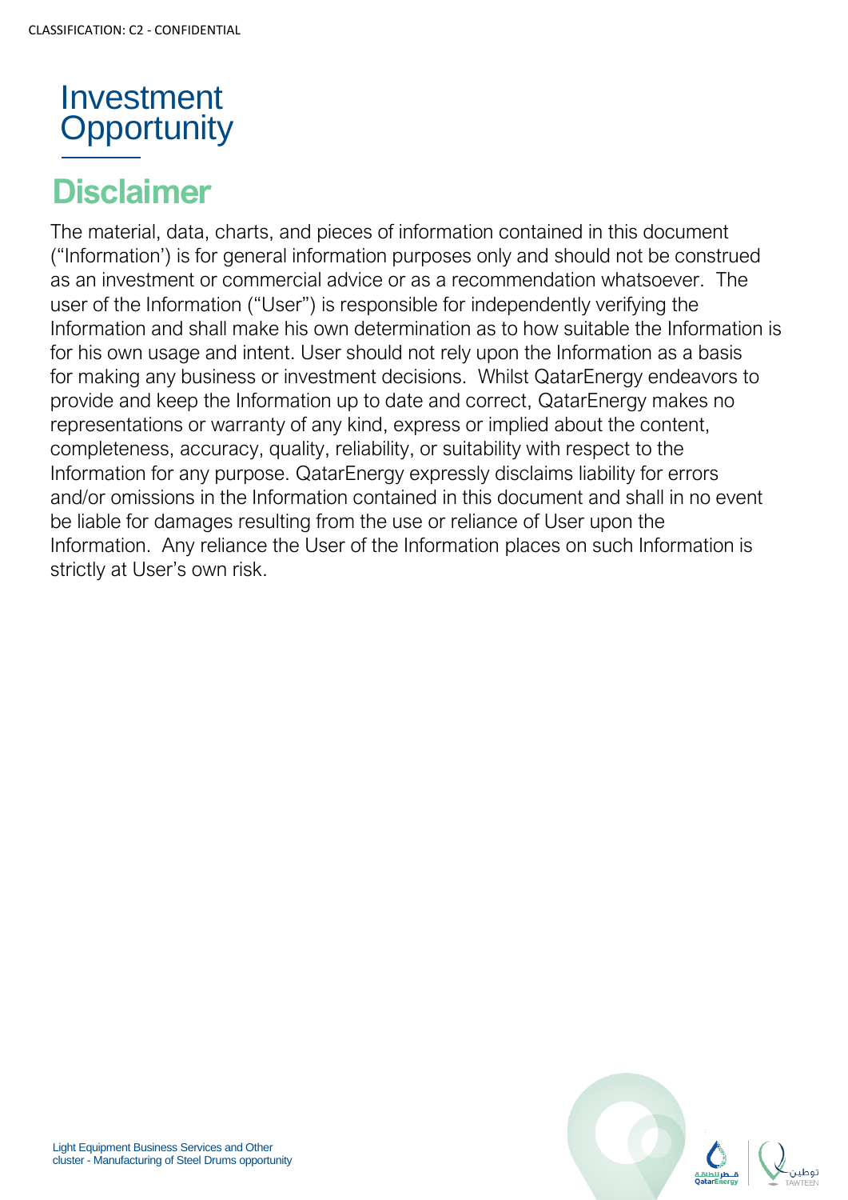# Investment Opportunity

## Disclaimer

The material, data, charts, and pieces of information contained in this document ("Information') is for general information purposes only and should not be construed as an investment or commercial advice or as a recommendation whatsoever. The user of the Information ("User") is responsible for independently verifying the Information and shall make his own determination as to how suitable the Information is for his own usage and intent. User should not rely upon the Information as a basis for making any business or investment decisions. Whilst QatarEnergy endeavors to provide and keep the Information up to date and correct, QatarEnergy makes no representations or warranty of any kind, express or implied about the content, completeness, accuracy, quality, reliability, or suitability with respect to the Information for any purpose. QatarEnergy expressly disclaims liability for errors and/or omissions in the Information contained in this document and shall in no event be liable for damages resulting from the use or reliance of User upon the Information. Any reliance the User of the Information places on such Information is strictly at User's own risk.